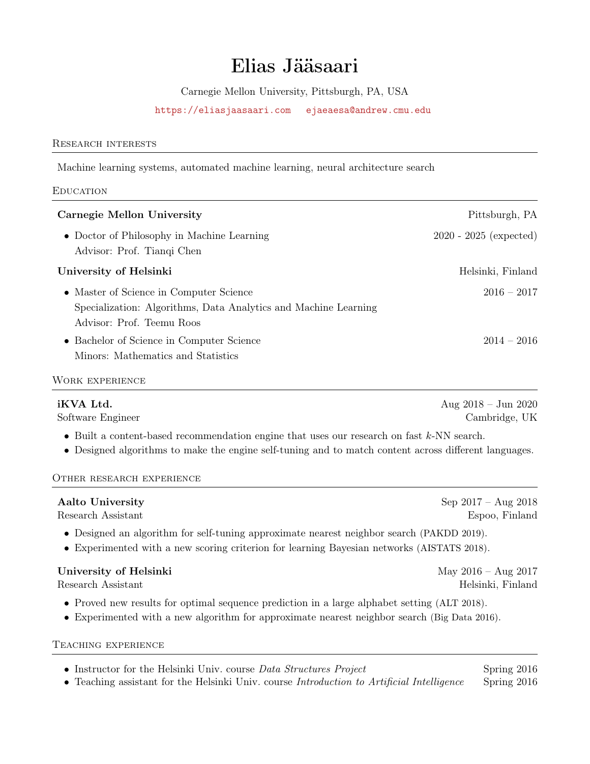# Elias Jääsaari

Carnegie Mellon University, Pittsburgh, PA, USA

https://eliasjaasaari.com   ejaeaesa@andrew.cmu.edu

## Research interests

Machine learning systems, automated machine learning, neural architecture search

## Education

**Carnegie Mellon University** — Pittsburgh, PA

- Doctor of Philosophy in Machine Learning — 2020 - 2025 (expected)
  Advisor: Prof. Tianqi Chen

**University of Helsinki** — Helsinki, Finland

- Master of Science in Computer Science — 2016 – 2017
  Specialization: Algorithms, Data Analytics and Machine Learning
  Advisor: Prof. Teemu Roos
- Bachelor of Science in Computer Science — 2014 – 2016
  Minors: Mathematics and Statistics

## Work experience

**iKVA Ltd.** — Aug 2018 – Jun 2020
Software Engineer — Cambridge, UK

- Built a content-based recommendation engine that uses our research on fast $k$-NN search.
- Designed algorithms to make the engine self-tuning and to match content across different languages.

## Other research experience

**Aalto University** — Sep 2017 – Aug 2018
Research Assistant — Espoo, Finland

- Designed an algorithm for self-tuning approximate nearest neighbor search (PAKDD 2019).
- Experimented with a new scoring criterion for learning Bayesian networks (AISTATS 2018).

**University of Helsinki** — May 2016 – Aug 2017
Research Assistant — Helsinki, Finland

- Proved new results for optimal sequence prediction in a large alphabet setting (ALT 2018).
- Experimented with a new algorithm for approximate nearest neighbor search (Big Data 2016).

## Teaching experience

- Instructor for the Helsinki Univ. course *Data Structures Project* — Spring 2016
- Teaching assistant for the Helsinki Univ. course *Introduction to Artificial Intelligence* — Spring 2016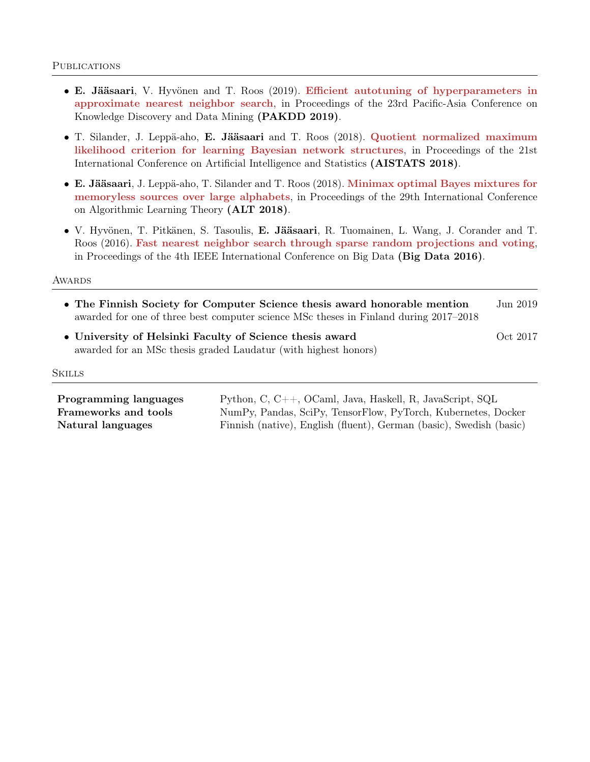## Publications

- **E. Jääsaari**, V. Hyvönen and T. Roos (2019). **Efficient autotuning of hyperparameters in approximate nearest neighbor search**, in Proceedings of the 23rd Pacific-Asia Conference on Knowledge Discovery and Data Mining **(PAKDD 2019)**.
- T. Silander, J. Leppä-aho, **E. Jääsaari** and T. Roos (2018). **Quotient normalized maximum likelihood criterion for learning Bayesian network structures**, in Proceedings of the 21st International Conference on Artificial Intelligence and Statistics **(AISTATS 2018)**.
- **E. Jääsaari**, J. Leppä-aho, T. Silander and T. Roos (2018). **Minimax optimal Bayes mixtures for memoryless sources over large alphabets**, in Proceedings of the 29th International Conference on Algorithmic Learning Theory **(ALT 2018)**.
- V. Hyvönen, T. Pitkänen, S. Tasoulis, **E. Jääsaari**, R. Tuomainen, L. Wang, J. Corander and T. Roos (2016). **Fast nearest neighbor search through sparse random projections and voting**, in Proceedings of the 4th IEEE International Conference on Big Data **(Big Data 2016)**.

## Awards

- **The Finnish Society for Computer Science thesis award honorable mention** — Jun 2019
  awarded for one of three best computer science MSc theses in Finland during 2017–2018
- **University of Helsinki Faculty of Science thesis award** — Oct 2017
  awarded for an MSc thesis graded Laudatur (with highest honors)

## Skills

| | |
|---|---|
| **Programming languages** | Python, C, C++, OCaml, Java, Haskell, R, JavaScript, SQL |
| **Frameworks and tools** | NumPy, Pandas, SciPy, TensorFlow, PyTorch, Kubernetes, Docker |
| **Natural languages** | Finnish (native), English (fluent), German (basic), Swedish (basic) |